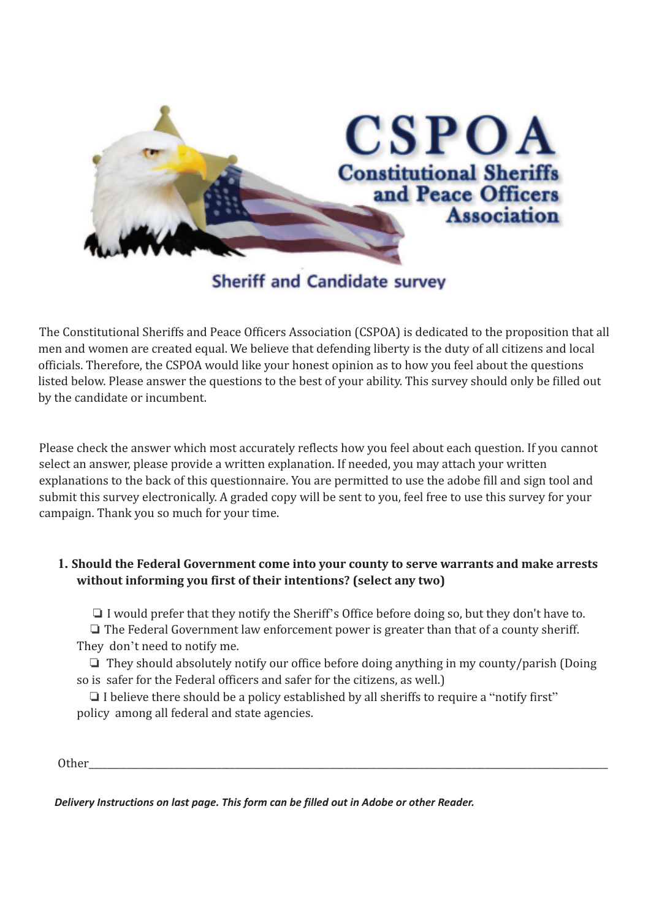# CSPOA

## Constitutional Sheriffs and Peace Officers Association

### Sheriff and Candidate survey

The Constitutional Sheriffs and Peace Officers Association (CSPOA) is dedicated to the proposition that all men and women are created equal. We believe that defending liberty is the duty of all citizens and local officials. Therefore, the CSPOA would like your honest opinion as to how you feel about the questions listed below. Please answer the questions to the best of your ability. This survey should only be filled out by the candidate or incumbent.

Please check the answer which most accurately reflects how you feel about each question. If you cannot select an answer, please provide a written explanation. If needed, you may attach your written explanations to the back of this questionnaire. You are permitted to use the adobe fill and sign tool and submit this survey electronically. A graded copy will be sent to you, feel free to use this survey for your campaign. Thank you so much for your time.

**1. Should the Federal Government come into your county to serve warrants and make arrests without informing you first of their intentions? (select any two)**

- ❏ I would prefer that they notify the Sheriff's Office before doing so, but they don't have to.
- ❏ The Federal Government law enforcement power is greater than that of a county sheriff. They don't need to notify me.
- ❏ They should absolutely notify our office before doing anything in my county/parish (Doing so is safer for the Federal officers and safer for the citizens, as well.)
- ❏ I believe there should be a policy established by all sheriffs to require a "notify first" policy among all federal and state agencies.

Other\_\_\_\_\_\_\_\_\_\_\_\_\_\_\_\_\_\_\_\_\_\_\_\_\_\_\_\_\_\_\_\_\_\_\_\_\_\_\_\_\_\_\_\_\_\_\_\_\_\_\_\_\_\_\_\_\_\_\_\_

*Delivery Instructions on last page. This form can be filled out in Adobe or other Reader.*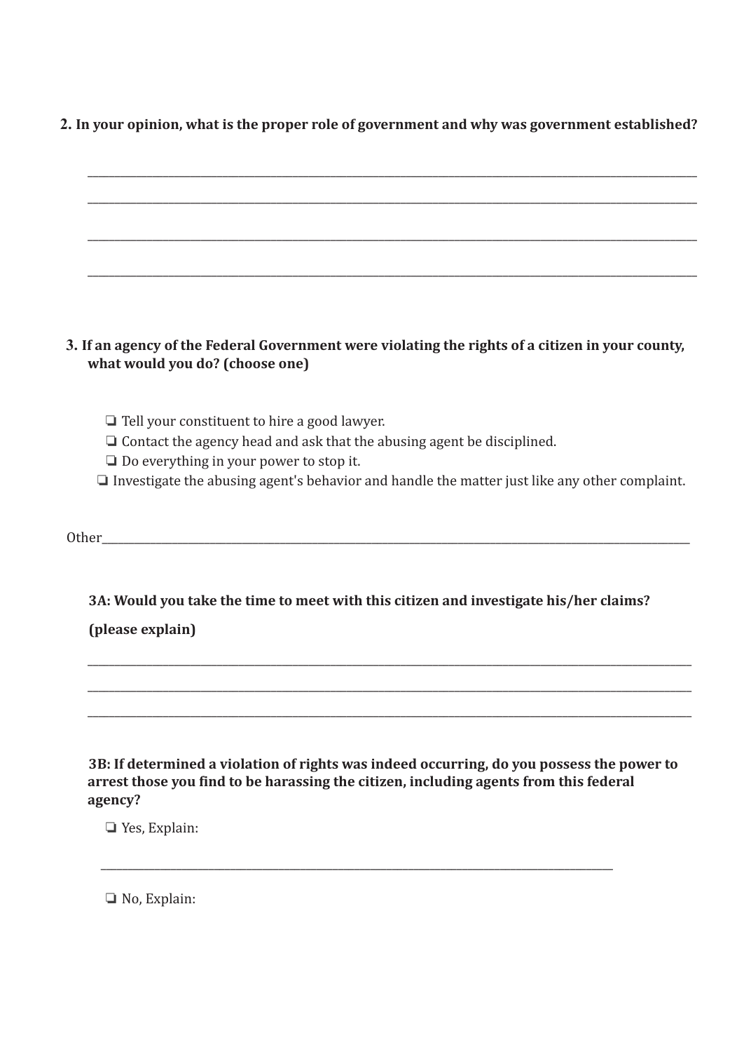**2. In your opinion, what is the proper role of government and why was government established?**

_______________________________________________________________________________________________

_______________________________________________________________________________________________

_______________________________________________________________________________________________

_______________________________________________________________________________________________

**3. If an agency of the Federal Government were violating the rights of a citizen in your county, what would you do? (choose one)**

❏ Tell your constituent to hire a good lawyer.
❏ Contact the agency head and ask that the abusing agent be disciplined.
❏ Do everything in your power to stop it.
❏ Investigate the abusing agent's behavior and handle the matter just like any other complaint.

Other_______________________________________________________________________________________

**3A: Would you take the time to meet with this citizen and investigate his/her claims?**

**(please explain)**

_______________________________________________________________________________________________

_______________________________________________________________________________________________

_______________________________________________________________________________________________

**3B: If determined a violation of rights was indeed occurring, do you possess the power to arrest those you find to be harassing the citizen, including agents from this federal agency?**

❏ Yes, Explain:

_______________________________________________________________________________

❏ No, Explain: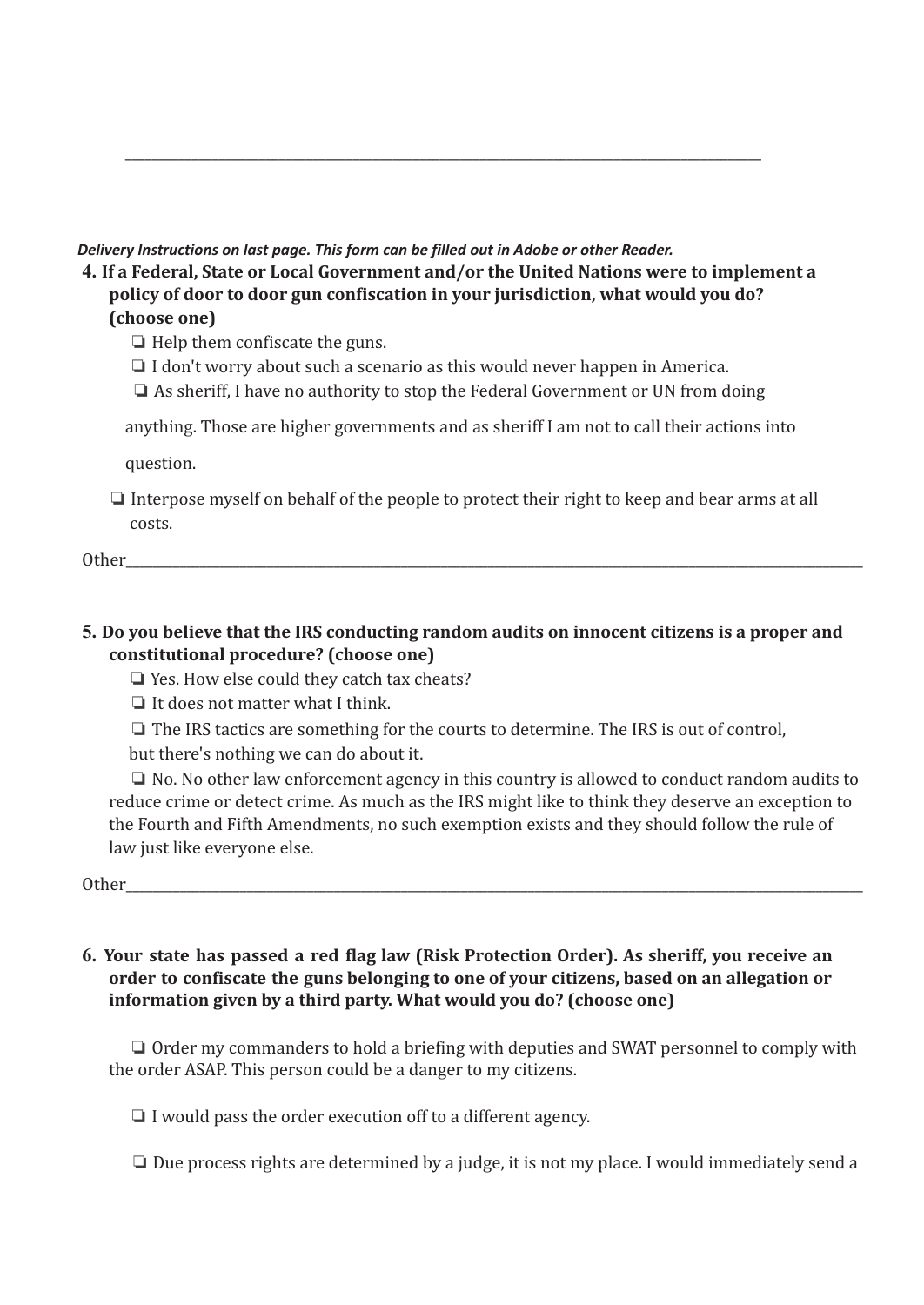________________________________________________________________________________

*Delivery Instructions on last page. This form can be filled out in Adobe or other Reader.*

**4. If a Federal, State or Local Government and/or the United Nations were to implement a policy of door to door gun confiscation in your jurisdiction, what would you do? (choose one)**

❏ Help them confiscate the guns.

❏ I don't worry about such a scenario as this would never happen in America.

❏ As sheriff, I have no authority to stop the Federal Government or UN from doing anything. Those are higher governments and as sheriff I am not to call their actions into question.

❏ Interpose myself on behalf of the people to protect their right to keep and bear arms at all costs.

Other________________________________________________________________________________

**5. Do you believe that the IRS conducting random audits on innocent citizens is a proper and constitutional procedure? (choose one)**

❏ Yes. How else could they catch tax cheats?

❏ It does not matter what I think.

❏ The IRS tactics are something for the courts to determine. The IRS is out of control, but there's nothing we can do about it.

❏ No. No other law enforcement agency in this country is allowed to conduct random audits to reduce crime or detect crime. As much as the IRS might like to think they deserve an exception to the Fourth and Fifth Amendments, no such exemption exists and they should follow the rule of law just like everyone else.

Other________________________________________________________________________________

**6. Your state has passed a red flag law (Risk Protection Order). As sheriff, you receive an order to confiscate the guns belonging to one of your citizens, based on an allegation or information given by a third party. What would you do? (choose one)**

❏ Order my commanders to hold a briefing with deputies and SWAT personnel to comply with the order ASAP. This person could be a danger to my citizens.

❏ I would pass the order execution off to a different agency.

❏ Due process rights are determined by a judge, it is not my place. I would immediately send a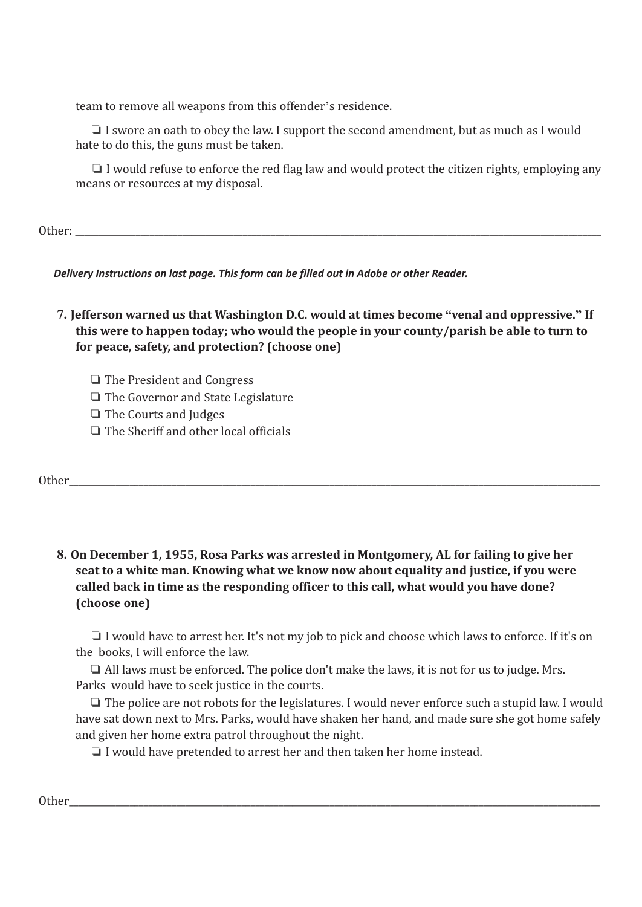team to remove all weapons from this offender's residence.

❏ I swore an oath to obey the law. I support the second amendment, but as much as I would hate to do this, the guns must be taken.

❏ I would refuse to enforce the red flag law and would protect the citizen rights, employing any means or resources at my disposal.

Other: ______________________________________________________________________________

***Delivery Instructions on last page. This form can be filled out in Adobe or other Reader.***

**7. Jefferson warned us that Washington D.C. would at times become "venal and oppressive." If this were to happen today; who would the people in your county/parish be able to turn to for peace, safety, and protection? (choose one)**

❏ The President and Congress
❏ The Governor and State Legislature
❏ The Courts and Judges
❏ The Sheriff and other local officials

Other______________________________________________________________________________

**8. On December 1, 1955, Rosa Parks was arrested in Montgomery, AL for failing to give her seat to a white man. Knowing what we know now about equality and justice, if you were called back in time as the responding officer to this call, what would you have done? (choose one)**

❏ I would have to arrest her. It's not my job to pick and choose which laws to enforce. If it's on the books, I will enforce the law.

❏ All laws must be enforced. The police don't make the laws, it is not for us to judge. Mrs. Parks would have to seek justice in the courts.

❏ The police are not robots for the legislatures. I would never enforce such a stupid law. I would have sat down next to Mrs. Parks, would have shaken her hand, and made sure she got home safely and given her home extra patrol throughout the night.

❏ I would have pretended to arrest her and then taken her home instead.

Other______________________________________________________________________________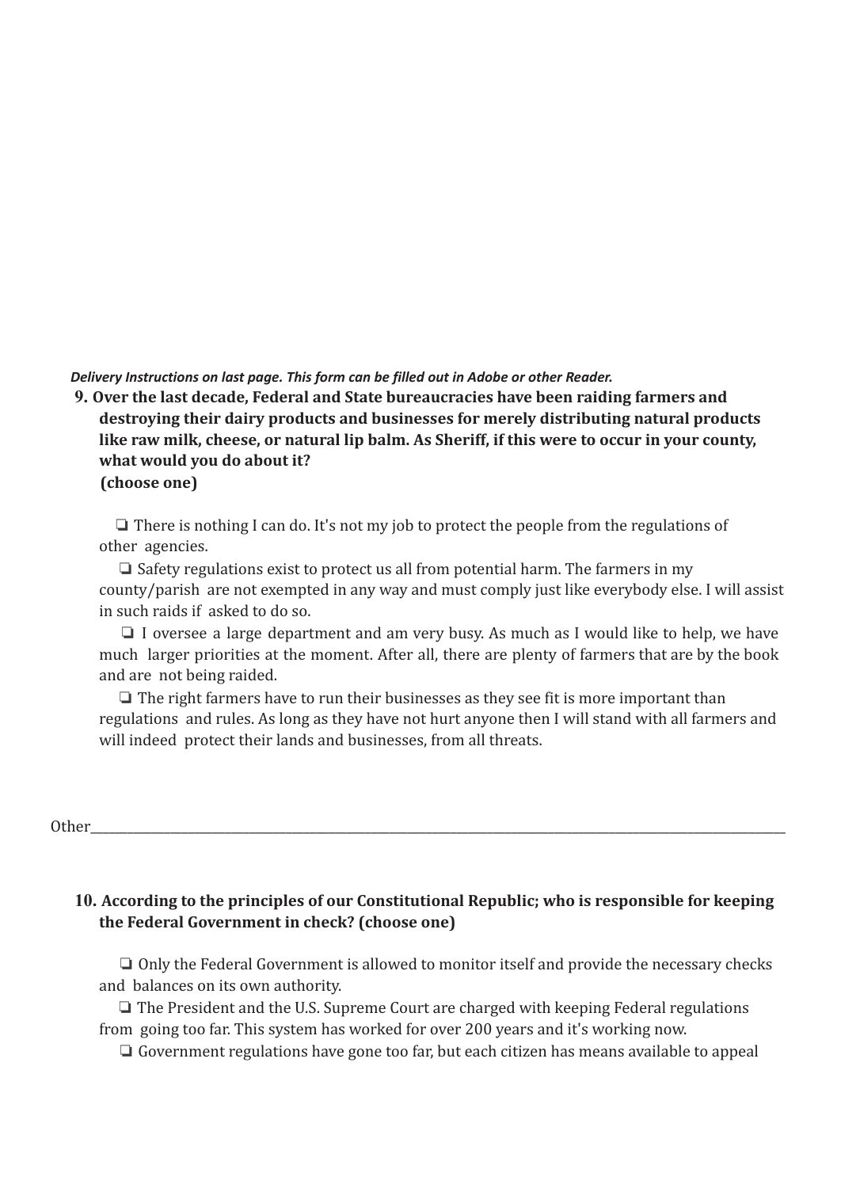*Delivery Instructions on last page. This form can be filled out in Adobe or other Reader.*

**9. Over the last decade, Federal and State bureaucracies have been raiding farmers and destroying their dairy products and businesses for merely distributing natural products like raw milk, cheese, or natural lip balm. As Sheriff, if this were to occur in your county, what would you do about it?**
**(choose one)**

- ❏ There is nothing I can do. It's not my job to protect the people from the regulations of other agencies.
- ❏ Safety regulations exist to protect us all from potential harm. The farmers in my county/parish are not exempted in any way and must comply just like everybody else. I will assist in such raids if asked to do so.
- ❏ I oversee a large department and am very busy. As much as I would like to help, we have much larger priorities at the moment. After all, there are plenty of farmers that are by the book and are not being raided.
- ❏ The right farmers have to run their businesses as they see fit is more important than regulations and rules. As long as they have not hurt anyone then I will stand with all farmers and will indeed protect their lands and businesses, from all threats.

Other_______________________________________________________________________________

**10. According to the principles of our Constitutional Republic; who is responsible for keeping the Federal Government in check? (choose one)**

- ❏ Only the Federal Government is allowed to monitor itself and provide the necessary checks and balances on its own authority.
- ❏ The President and the U.S. Supreme Court are charged with keeping Federal regulations from going too far. This system has worked for over 200 years and it's working now.
- ❏ Government regulations have gone too far, but each citizen has means available to appeal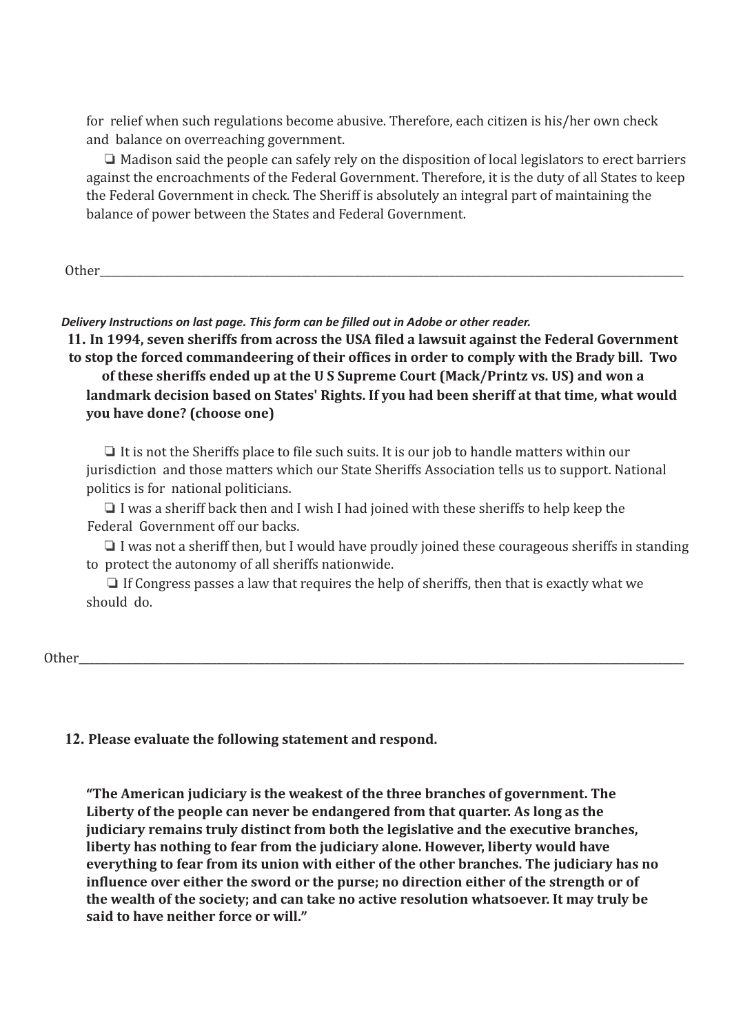for relief when such regulations become abusive. Therefore, each citizen is his/her own check and balance on overreaching government.

❏ Madison said the people can safely rely on the disposition of local legislators to erect barriers against the encroachments of the Federal Government. Therefore, it is the duty of all States to keep the Federal Government in check. The Sheriff is absolutely an integral part of maintaining the balance of power between the States and Federal Government.

Other_______________________________________________________________________________________________

***Delivery Instructions on last page. This form can be filled out in Adobe or other reader.***

**11. In 1994, seven sheriffs from across the USA filed a lawsuit against the Federal Government to stop the forced commandeering of their offices in order to comply with the Brady bill. Two of these sheriffs ended up at the U S Supreme Court (Mack/Printz vs. US) and won a landmark decision based on States' Rights. If you had been sheriff at that time, what would you have done? (choose one)**

❏ It is not the Sheriffs place to file such suits. It is our job to handle matters within our jurisdiction and those matters which our State Sheriffs Association tells us to support. National politics is for national politicians.

❏ I was a sheriff back then and I wish I had joined with these sheriffs to help keep the Federal Government off our backs.

❏ I was not a sheriff then, but I would have proudly joined these courageous sheriffs in standing to protect the autonomy of all sheriffs nationwide.

❏ If Congress passes a law that requires the help of sheriffs, then that is exactly what we should do.

Other_______________________________________________________________________________________________

**12. Please evaluate the following statement and respond.**

**"The American judiciary is the weakest of the three branches of government. The Liberty of the people can never be endangered from that quarter. As long as the judiciary remains truly distinct from both the legislative and the executive branches, liberty has nothing to fear from the judiciary alone. However, liberty would have everything to fear from its union with either of the other branches. The judiciary has no influence over either the sword or the purse; no direction either of the strength or of the wealth of the society; and can take no active resolution whatsoever. It may truly be said to have neither force or will."**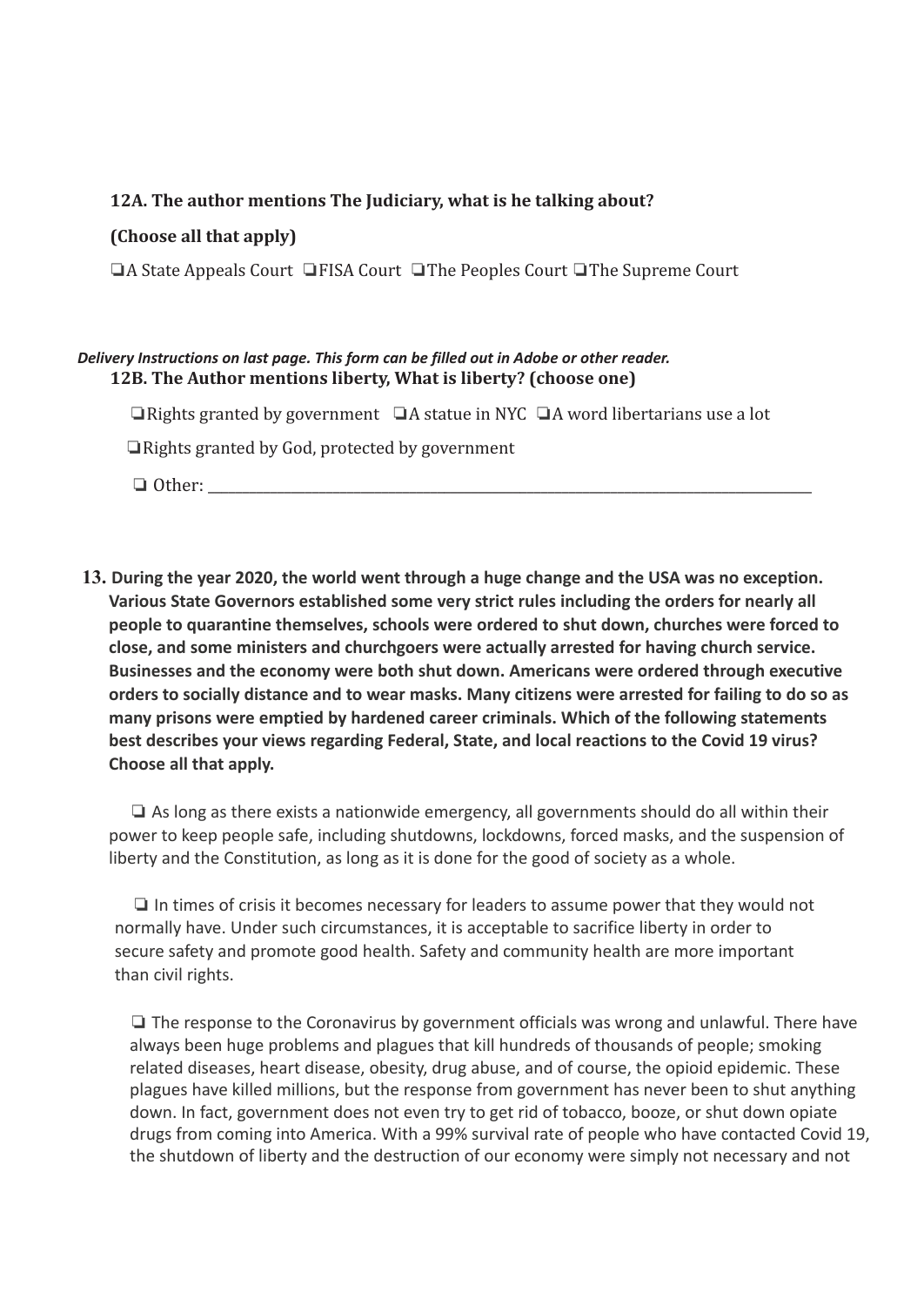**12A. The author mentions The Judiciary, what is he talking about?**

**(Choose all that apply)**

❏A State Appeals Court ❏FISA Court ❏The Peoples Court ❏The Supreme Court

***Delivery Instructions on last page. This form can be filled out in Adobe or other reader.***

**12B. The Author mentions liberty, What is liberty? (choose one)**

❏Rights granted by government ❏A statue in NYC ❏A word libertarians use a lot

❏Rights granted by God, protected by government

❏ Other: ______________________________________________________________________________

**13. During the year 2020, the world went through a huge change and the USA was no exception. Various State Governors established some very strict rules including the orders for nearly all people to quarantine themselves, schools were ordered to shut down, churches were forced to close, and some ministers and churchgoers were actually arrested for having church service. Businesses and the economy were both shut down. Americans were ordered through executive orders to socially distance and to wear masks. Many citizens were arrested for failing to do so as many prisons were emptied by hardened career criminals. Which of the following statements best describes your views regarding Federal, State, and local reactions to the Covid 19 virus? Choose all that apply.**

❏ As long as there exists a nationwide emergency, all governments should do all within their power to keep people safe, including shutdowns, lockdowns, forced masks, and the suspension of liberty and the Constitution, as long as it is done for the good of society as a whole.

❏ In times of crisis it becomes necessary for leaders to assume power that they would not normally have. Under such circumstances, it is acceptable to sacrifice liberty in order to secure safety and promote good health. Safety and community health are more important than civil rights.

❏ The response to the Coronavirus by government officials was wrong and unlawful. There have always been huge problems and plagues that kill hundreds of thousands of people; smoking related diseases, heart disease, obesity, drug abuse, and of course, the opioid epidemic. These plagues have killed millions, but the response from government has never been to shut anything down. In fact, government does not even try to get rid of tobacco, booze, or shut down opiate drugs from coming into America. With a 99% survival rate of people who have contacted Covid 19, the shutdown of liberty and the destruction of our economy were simply not necessary and not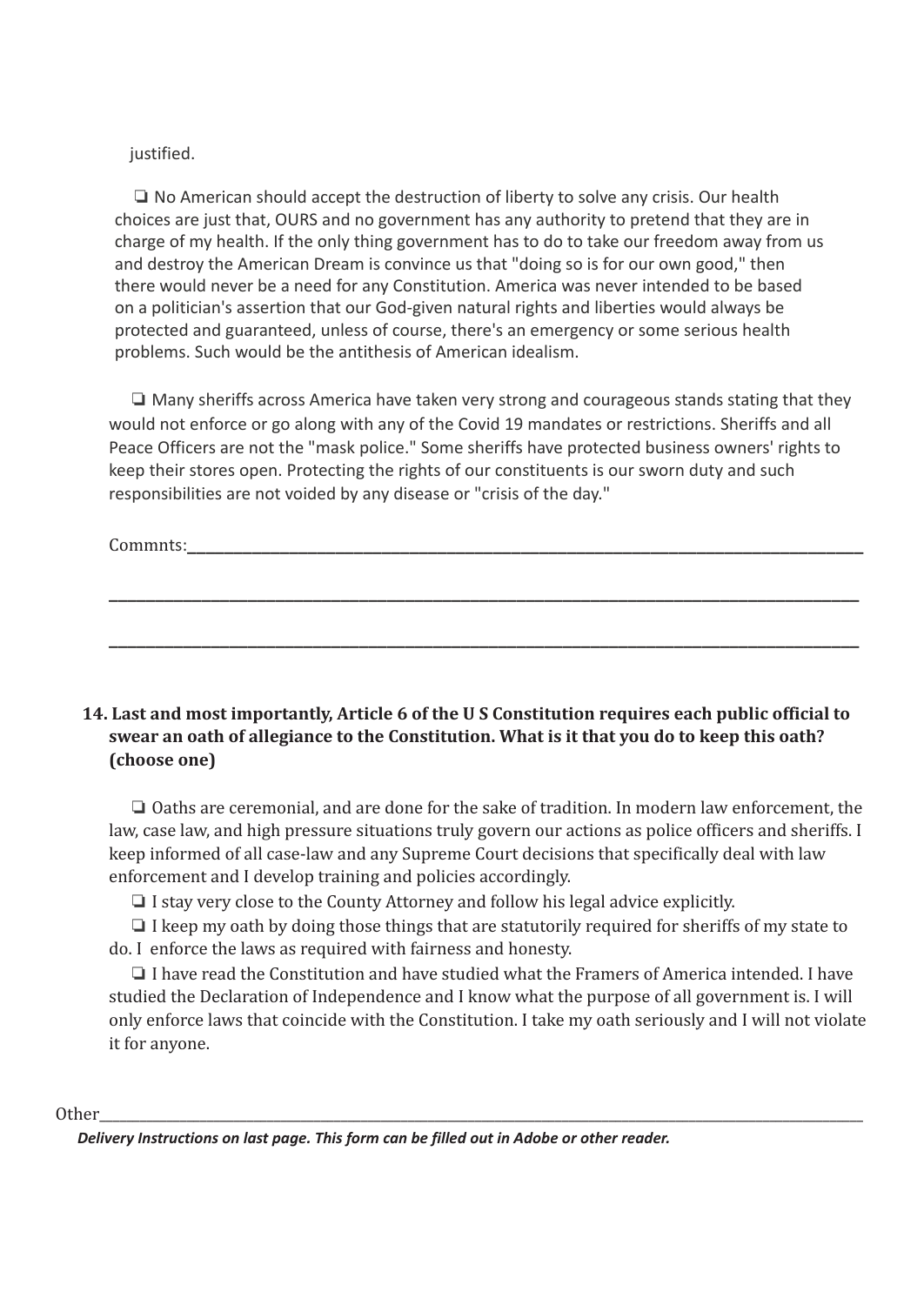justified.

❑ No American should accept the destruction of liberty to solve any crisis. Our health choices are just that, OURS and no government has any authority to pretend that they are in charge of my health. If the only thing government has to do to take our freedom away from us and destroy the American Dream is convince us that "doing so is for our own good," then there would never be a need for any Constitution. America was never intended to be based on a politician's assertion that our God-given natural rights and liberties would always be protected and guaranteed, unless of course, there's an emergency or some serious health problems. Such would be the antithesis of American idealism.

❑ Many sheriffs across America have taken very strong and courageous stands stating that they would not enforce or go along with any of the Covid 19 mandates or restrictions. Sheriffs and all Peace Officers are not the "mask police." Some sheriffs have protected business owners' rights to keep their stores open. Protecting the rights of our constituents is our sworn duty and such responsibilities are not voided by any disease or "crisis of the day."

Commnts:___________________________________________________________________________

______________________________________________________________________________________

______________________________________________________________________________________

**14. Last and most importantly, Article 6 of the U S Constitution requires each public official to swear an oath of allegiance to the Constitution. What is it that you do to keep this oath? (choose one)**

❑ Oaths are ceremonial, and are done for the sake of tradition. In modern law enforcement, the law, case law, and high pressure situations truly govern our actions as police officers and sheriffs. I keep informed of all case-law and any Supreme Court decisions that specifically deal with law enforcement and I develop training and policies accordingly.

❑ I stay very close to the County Attorney and follow his legal advice explicitly.

❑ I keep my oath by doing those things that are statutorily required for sheriffs of my state to do. I enforce the laws as required with fairness and honesty.

❑ I have read the Constitution and have studied what the Framers of America intended. I have studied the Declaration of Independence and I know what the purpose of all government is. I will only enforce laws that coincide with the Constitution. I take my oath seriously and I will not violate it for anyone.

Other______________________________________________________________________________________

***Delivery Instructions on last page. This form can be filled out in Adobe or other reader.***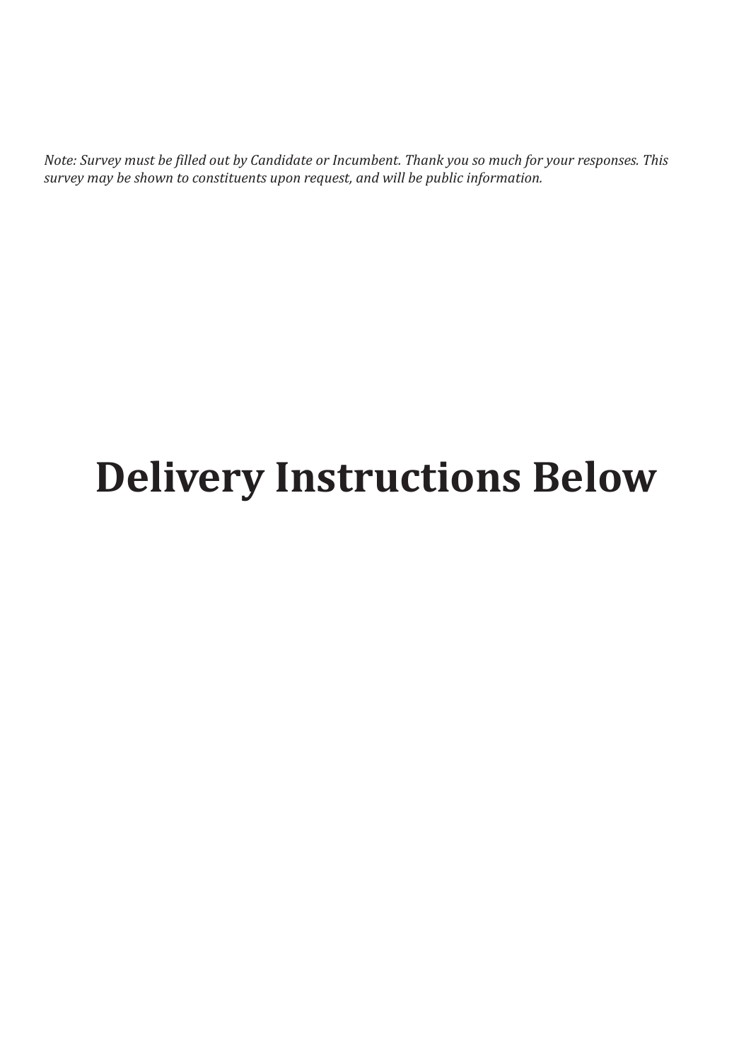*Note: Survey must be filled out by Candidate or Incumbent. Thank you so much for your responses. This survey may be shown to constituents upon request, and will be public information.*

# Delivery Instructions Below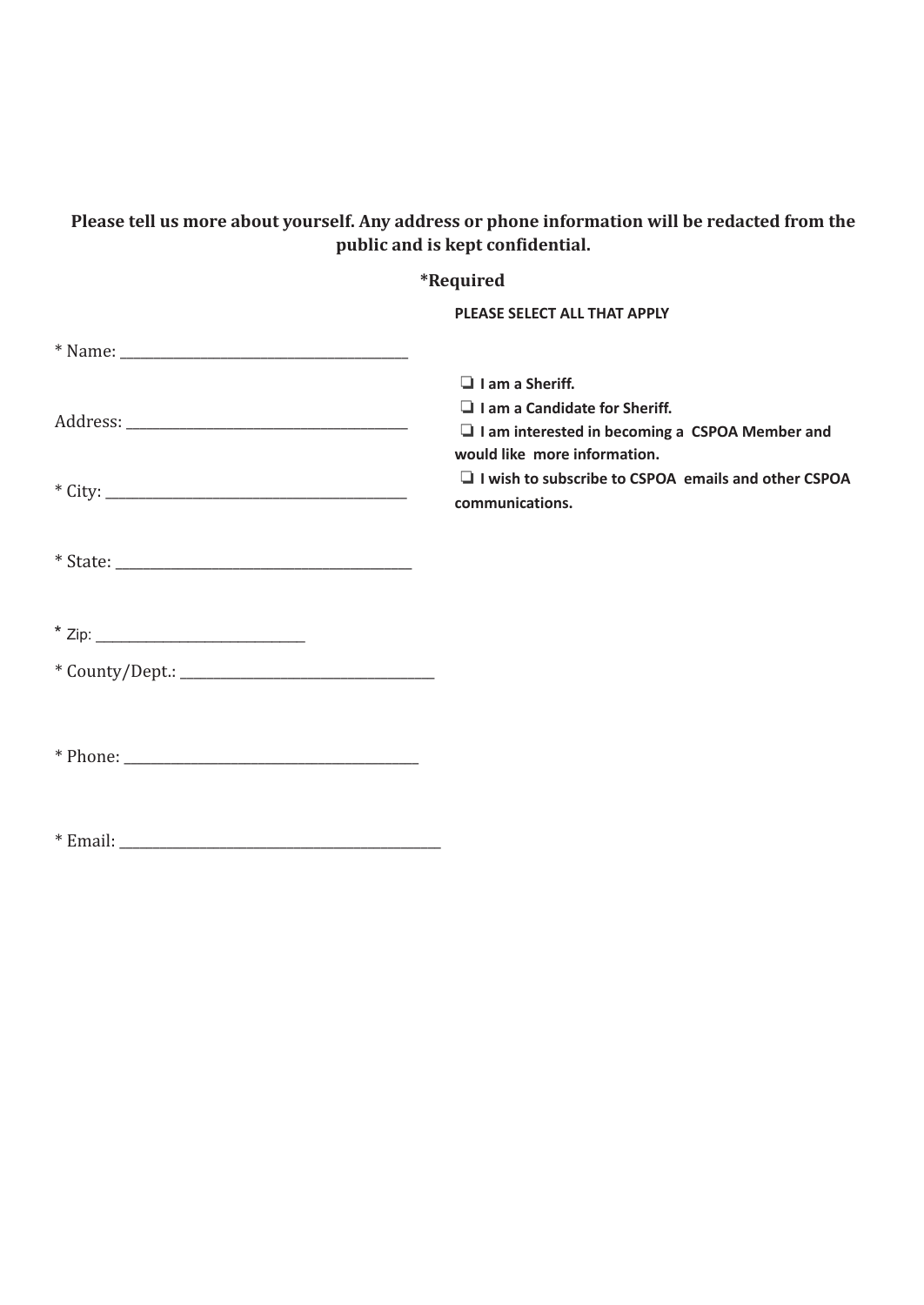**Please tell us more about yourself. Any address or phone information will be redacted from the public and is kept confidential.**

**\*Required**

* Name: ______________________________________

Address: ____________________________________

* City: ______________________________________

* State: _____________________________________

* Zip: ___________________________

* County/Dept.: ______________________________

* Phone: ____________________________________

* Email: _____________________________________

**PLEASE SELECT ALL THAT APPLY**

- ❏ **I am a Sheriff.**
- ❏ **I am a Candidate for Sheriff.**
- ❏ **I am interested in becoming a CSPOA Member and would like more information.**
- ❏ **I wish to subscribe to CSPOA emails and other CSPOA communications.**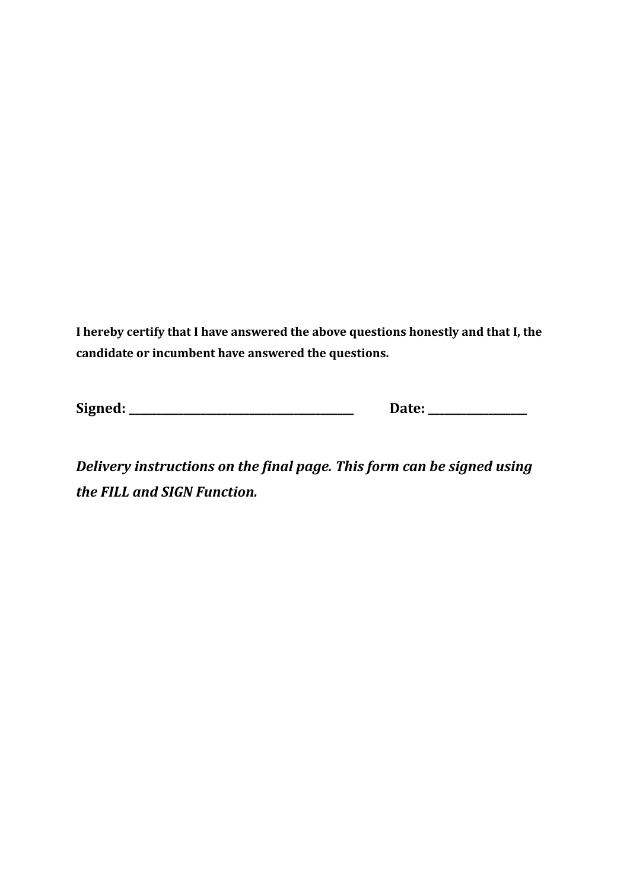**I hereby certify that I have answered the above questions honestly and that I, the candidate or incumbent have answered the questions.**

**Signed: ________________________________________ Date: __________________**

***Delivery instructions on the final page. This form can be signed using the FILL and SIGN Function.***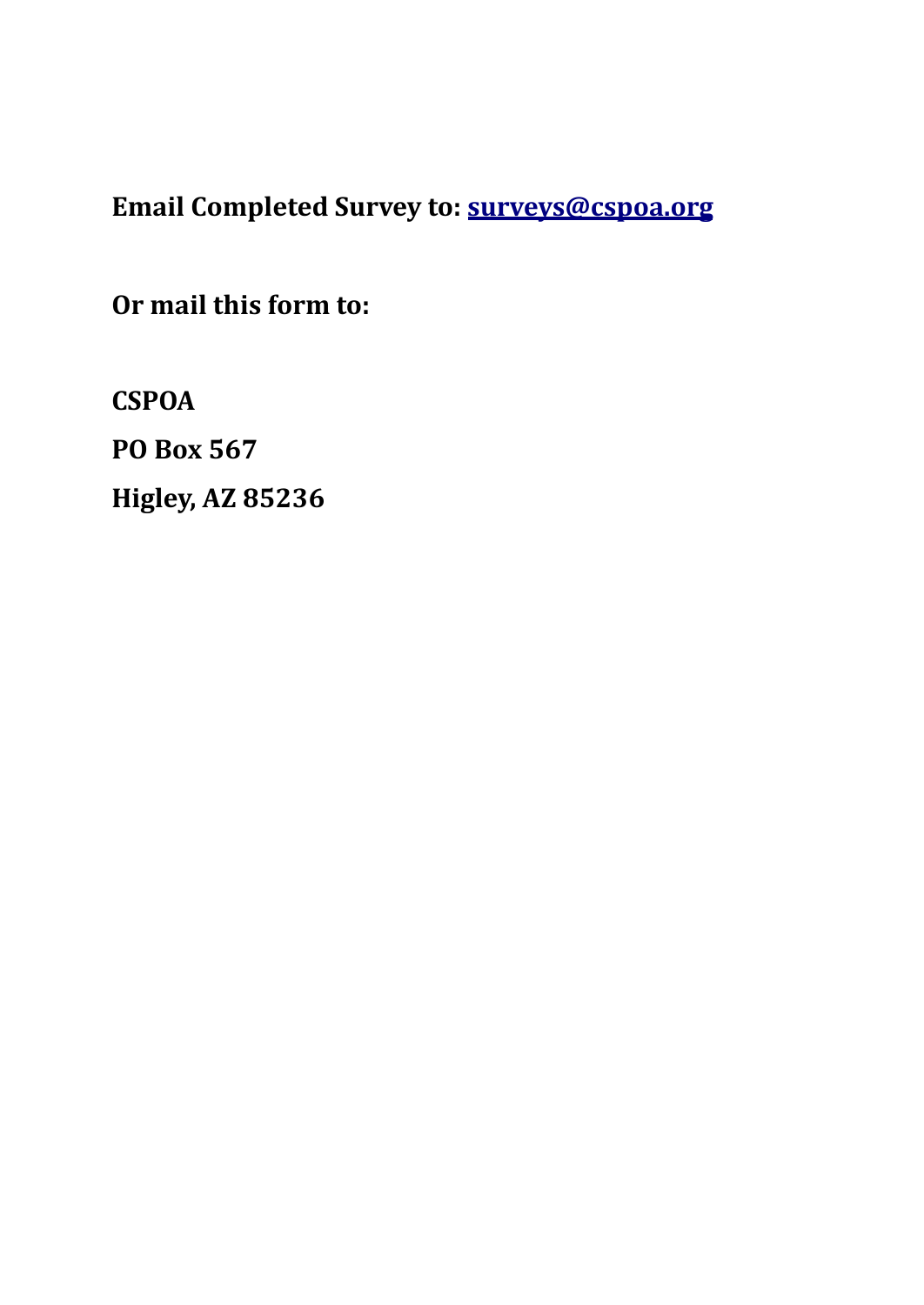**Email Completed Survey to: [surveys@cspoa.org](mailto:surveys@cspoa.org)**

**Or mail this form to:**

**CSPOA**

**PO Box 567**

**Higley, AZ 85236**